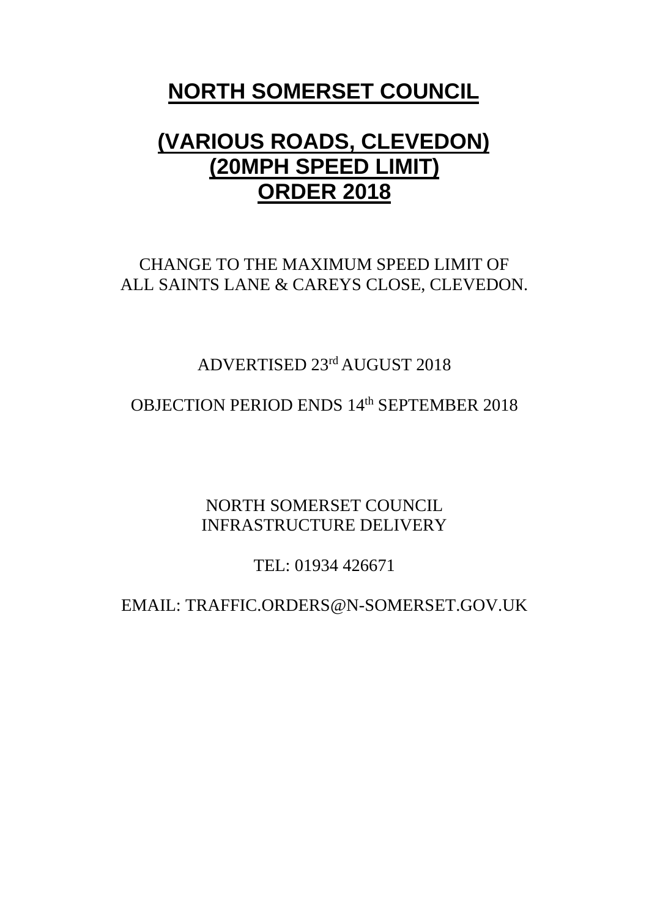# NORTH SOMERSET COUNCIL

# (VARIOUS ROADS, CLEVEDON) (20MPH SPEED LIMIT) ORDER 2018

CHANGE TO THE MAXIMUM SPEED LIMIT OF
ALL SAINTS LANE & CAREYS CLOSE, CLEVEDON.

ADVERTISED 23rd AUGUST 2018

OBJECTION PERIOD ENDS 14th SEPTEMBER 2018

NORTH SOMERSET COUNCIL
INFRASTRUCTURE DELIVERY

TEL: 01934 426671

EMAIL: TRAFFIC.ORDERS@N-SOMERSET.GOV.UK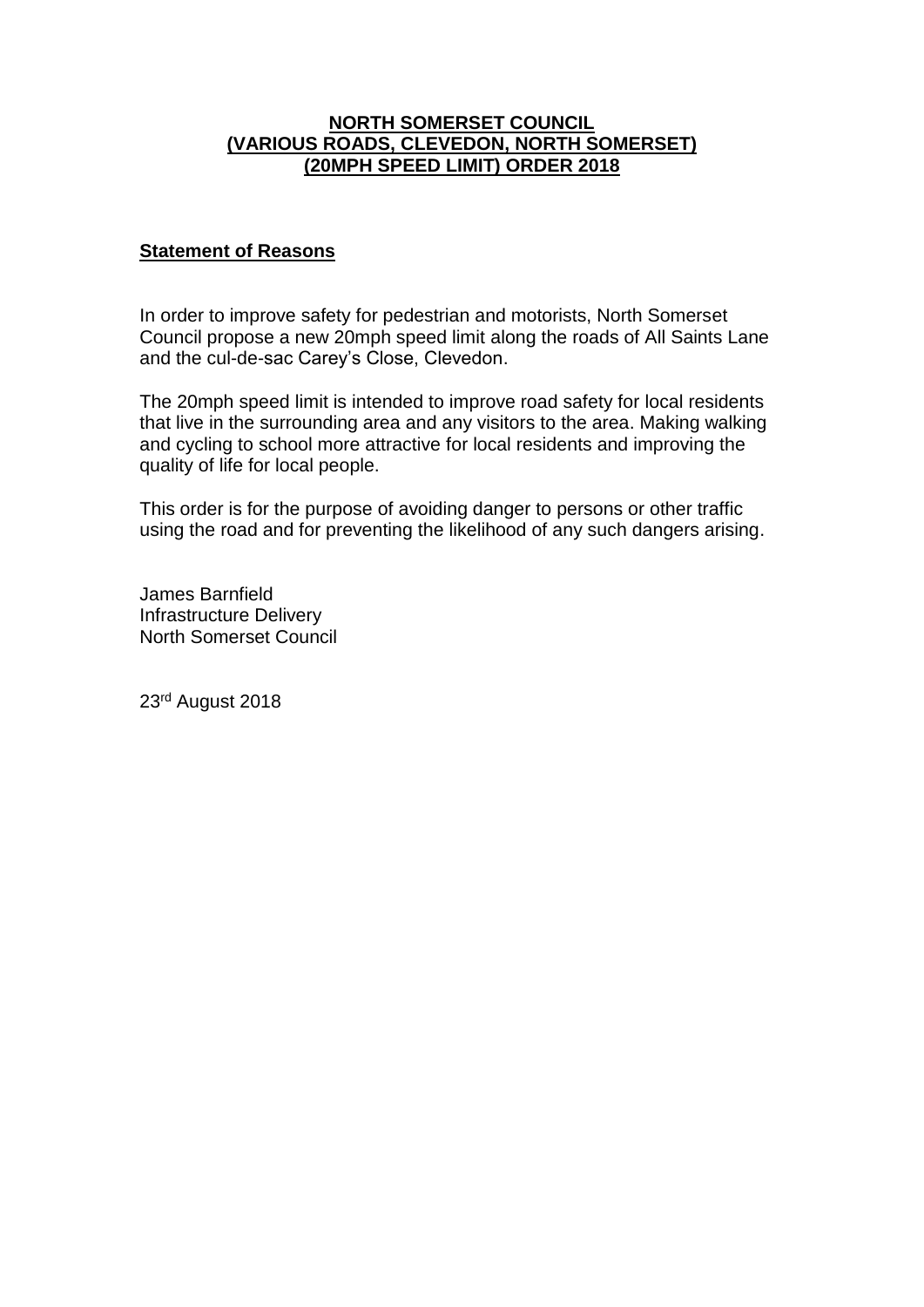**NORTH SOMERSET COUNCIL**
**(VARIOUS ROADS, CLEVEDON, NORTH SOMERSET)**
**(20MPH SPEED LIMIT) ORDER 2018**

**Statement of Reasons**

In order to improve safety for pedestrian and motorists, North Somerset Council propose a new 20mph speed limit along the roads of All Saints Lane and the cul-de-sac Carey's Close, Clevedon.

The 20mph speed limit is intended to improve road safety for local residents that live in the surrounding area and any visitors to the area. Making walking and cycling to school more attractive for local residents and improving the quality of life for local people.

This order is for the purpose of avoiding danger to persons or other traffic using the road and for preventing the likelihood of any such dangers arising.

James Barnfield
Infrastructure Delivery
North Somerset Council

23rd August 2018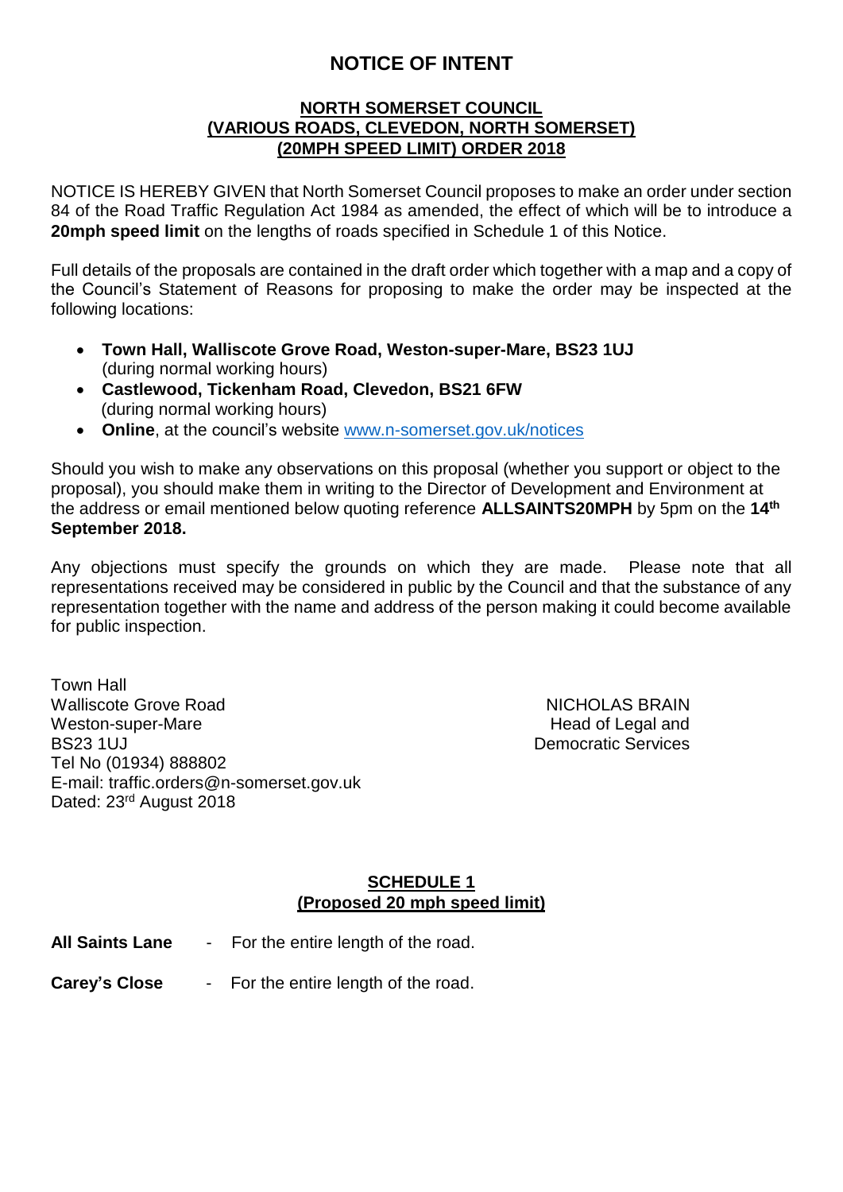# NOTICE OF INTENT

**NORTH SOMERSET COUNCIL**
**(VARIOUS ROADS, CLEVEDON, NORTH SOMERSET)**
**(20MPH SPEED LIMIT) ORDER 2018**

NOTICE IS HEREBY GIVEN that North Somerset Council proposes to make an order under section 84 of the Road Traffic Regulation Act 1984 as amended, the effect of which will be to introduce a **20mph speed limit** on the lengths of roads specified in Schedule 1 of this Notice.

Full details of the proposals are contained in the draft order which together with a map and a copy of the Council's Statement of Reasons for proposing to make the order may be inspected at the following locations:

- **Town Hall, Walliscote Grove Road, Weston-super-Mare, BS23 1UJ** (during normal working hours)
- **Castlewood, Tickenham Road, Clevedon, BS21 6FW** (during normal working hours)
- **Online**, at the council's website www.n-somerset.gov.uk/notices

Should you wish to make any observations on this proposal (whether you support or object to the proposal), you should make them in writing to the Director of Development and Environment at the address or email mentioned below quoting reference **ALLSAINTS20MPH** by 5pm on the **14th September 2018.**

Any objections must specify the grounds on which they are made. Please note that all representations received may be considered in public by the Council and that the substance of any representation together with the name and address of the person making it could become available for public inspection.

Town Hall
Walliscote Grove Road
Weston-super-Mare
BS23 1UJ
Tel No (01934) 888802
E-mail: traffic.orders@n-somerset.gov.uk
Dated: 23rd August 2018

NICHOLAS BRAIN
Head of Legal and
Democratic Services

**SCHEDULE 1**
**(Proposed 20 mph speed limit)**

**All Saints Lane** - For the entire length of the road.

**Carey's Close** - For the entire length of the road.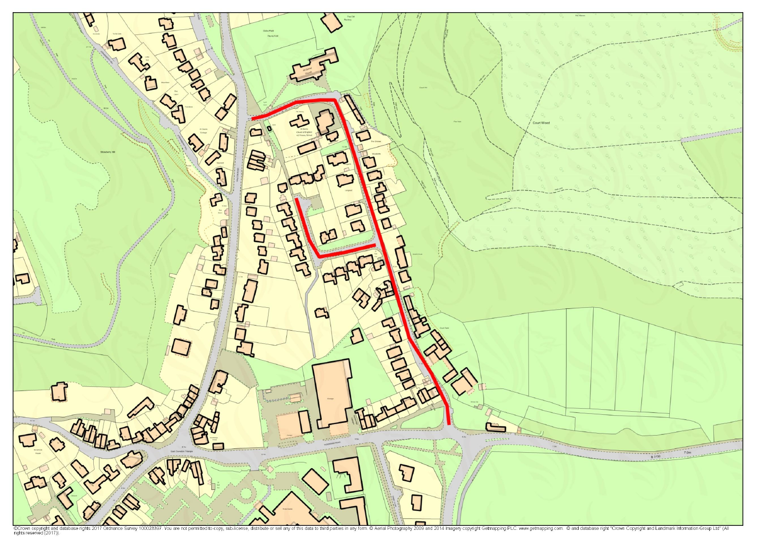©Crown copyright and database rights 2017 Ordnance Survey 100023397. You are not permitted to copy, sub-license, distribute or sell any of this data to third parties in any form. © Aerial Photography 2009 and 2014 Imagery copyright Getmapping PLC: www.getmapping.com. © and database right "Crown Copyright and Landmark Information Group Ltd" (All rights reserved [2017]).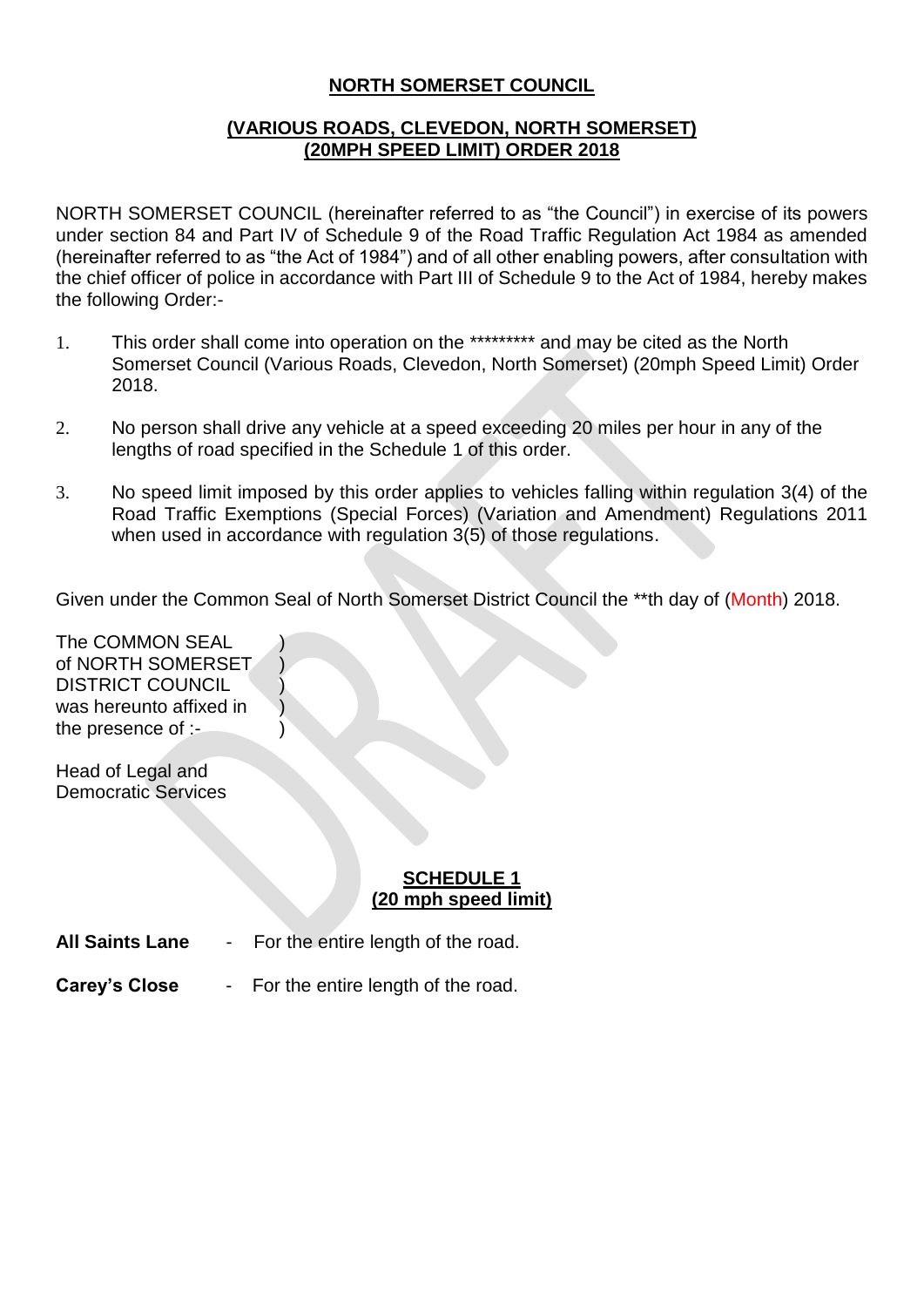**NORTH SOMERSET COUNCIL**

**(VARIOUS ROADS, CLEVEDON, NORTH SOMERSET) (20MPH SPEED LIMIT) ORDER 2018**

NORTH SOMERSET COUNCIL (hereinafter referred to as "the Council") in exercise of its powers under section 84 and Part IV of Schedule 9 of the Road Traffic Regulation Act 1984 as amended (hereinafter referred to as "the Act of 1984") and of all other enabling powers, after consultation with the chief officer of police in accordance with Part III of Schedule 9 to the Act of 1984, hereby makes the following Order:-

1. This order shall come into operation on the ********* and may be cited as the North Somerset Council (Various Roads, Clevedon, North Somerset) (20mph Speed Limit) Order 2018.

2. No person shall drive any vehicle at a speed exceeding 20 miles per hour in any of the lengths of road specified in the Schedule 1 of this order.

3. No speed limit imposed by this order applies to vehicles falling within regulation 3(4) of the Road Traffic Exemptions (Special Forces) (Variation and Amendment) Regulations 2011 when used in accordance with regulation 3(5) of those regulations.

Given under the Common Seal of North Somerset District Council the **th day of (Month) 2018.

The COMMON SEAL )
of NORTH SOMERSET )
DISTRICT COUNCIL )
was hereunto affixed in )
the presence of :- )

Head of Legal and
Democratic Services

**SCHEDULE 1**
**(20 mph speed limit)**

**All Saints Lane** - For the entire length of the road.

**Carey's Close** - For the entire length of the road.